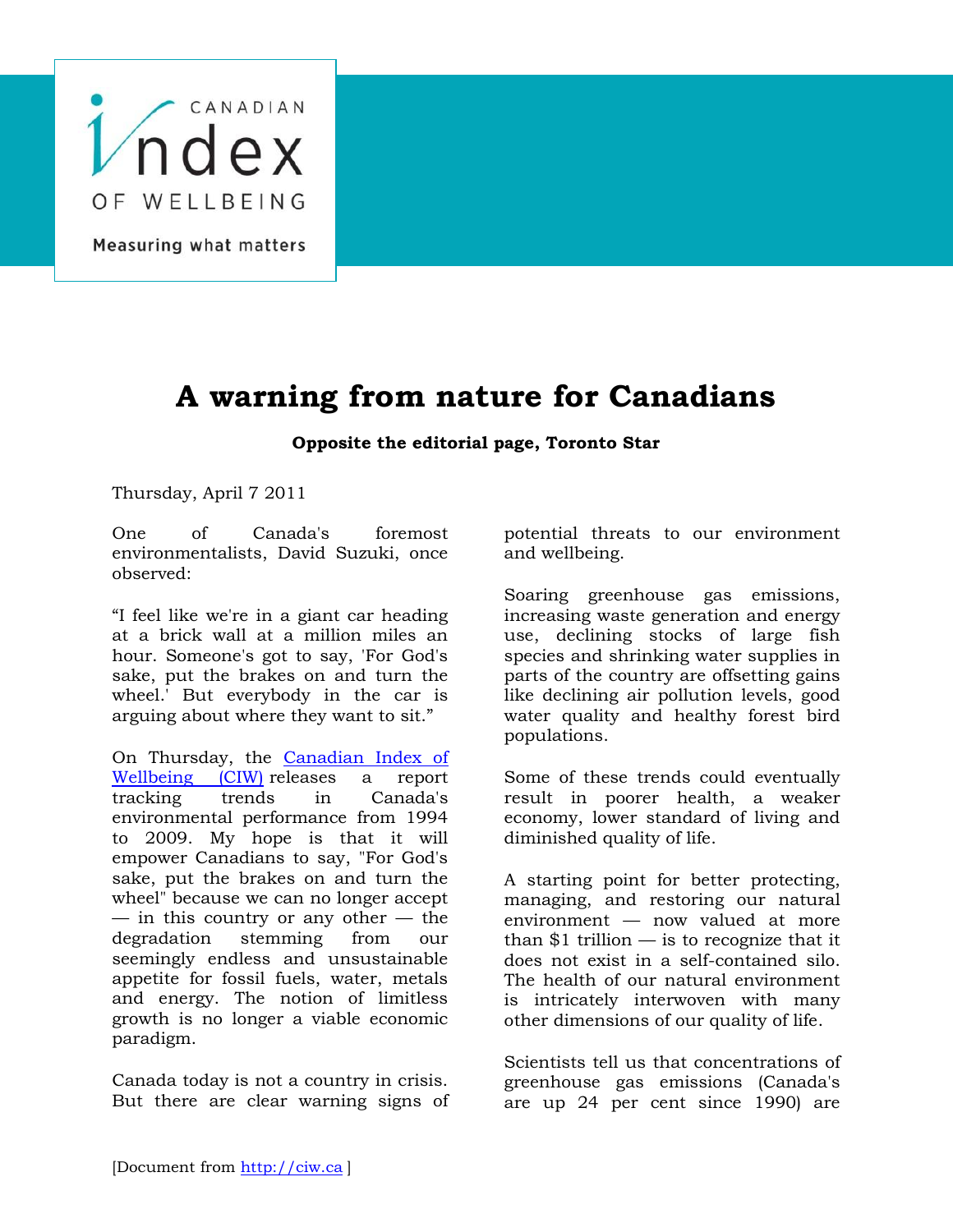# A warning from nature for Canadians

**Opposite the editorial page, Toronto Star**

Thursday, April 7 2011

One of Canada's foremost environmentalists, David Suzuki, once observed:

"I feel like we're in a giant car heading at a brick wall at a million miles an hour. Someone's got to say, 'For God's sake, put the brakes on and turn the wheel.' But everybody in the car is arguing about where they want to sit."

On Thursday, the [Canadian Index of Wellbeing (CIW)](http://ciw.ca) releases a report tracking trends in Canada's environmental performance from 1994 to 2009. My hope is that it will empower Canadians to say, "For God's sake, put the brakes on and turn the wheel" because we can no longer accept — in this country or any other — the degradation stemming from our seemingly endless and unsustainable appetite for fossil fuels, water, metals and energy. The notion of limitless growth is no longer a viable economic paradigm.

Canada today is not a country in crisis. But there are clear warning signs of potential threats to our environment and wellbeing.

Soaring greenhouse gas emissions, increasing waste generation and energy use, declining stocks of large fish species and shrinking water supplies in parts of the country are offsetting gains like declining air pollution levels, good water quality and healthy forest bird populations.

Some of these trends could eventually result in poorer health, a weaker economy, lower standard of living and diminished quality of life.

A starting point for better protecting, managing, and restoring our natural environment — now valued at more than $1 trillion — is to recognize that it does not exist in a self-contained silo. The health of our natural environment is intricately interwoven with many other dimensions of our quality of life.

Scientists tell us that concentrations of greenhouse gas emissions (Canada's are up 24 per cent since 1990) are

[Document from [http://ciw.ca](http://ciw.ca) ]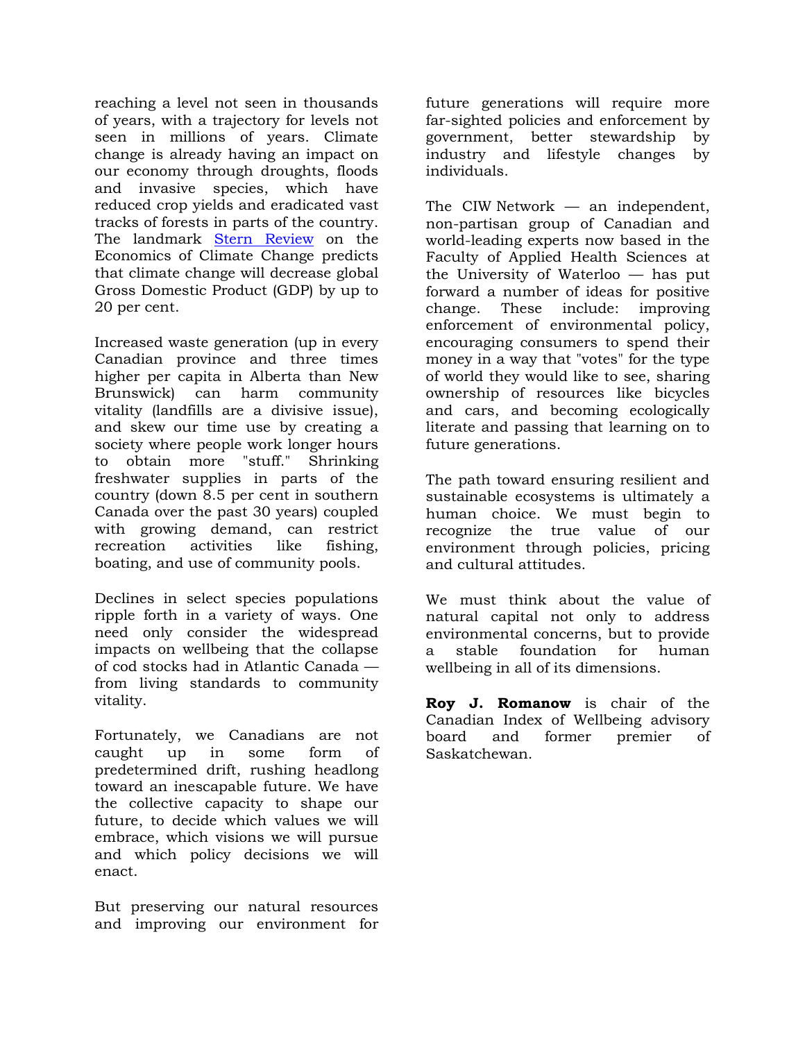reaching a level not seen in thousands of years, with a trajectory for levels not seen in millions of years. Climate change is already having an impact on our economy through droughts, floods and invasive species, which have reduced crop yields and eradicated vast tracks of forests in parts of the country. The landmark Stern Review on the Economics of Climate Change predicts that climate change will decrease global Gross Domestic Product (GDP) by up to 20 per cent.

Increased waste generation (up in every Canadian province and three times higher per capita in Alberta than New Brunswick) can harm community vitality (landfills are a divisive issue), and skew our time use by creating a society where people work longer hours to obtain more "stuff." Shrinking freshwater supplies in parts of the country (down 8.5 per cent in southern Canada over the past 30 years) coupled with growing demand, can restrict recreation activities like fishing, boating, and use of community pools.

Declines in select species populations ripple forth in a variety of ways. One need only consider the widespread impacts on wellbeing that the collapse of cod stocks had in Atlantic Canada — from living standards to community vitality.

Fortunately, we Canadians are not caught up in some form of predetermined drift, rushing headlong toward an inescapable future. We have the collective capacity to shape our future, to decide which values we will embrace, which visions we will pursue and which policy decisions we will enact.

But preserving our natural resources and improving our environment for future generations will require more far-sighted policies and enforcement by government, better stewardship by industry and lifestyle changes by individuals.

The CIW Network — an independent, non-partisan group of Canadian and world-leading experts now based in the Faculty of Applied Health Sciences at the University of Waterloo — has put forward a number of ideas for positive change. These include: improving enforcement of environmental policy, encouraging consumers to spend their money in a way that "votes" for the type of world they would like to see, sharing ownership of resources like bicycles and cars, and becoming ecologically literate and passing that learning on to future generations.

The path toward ensuring resilient and sustainable ecosystems is ultimately a human choice. We must begin to recognize the true value of our environment through policies, pricing and cultural attitudes.

We must think about the value of natural capital not only to address environmental concerns, but to provide a stable foundation for human wellbeing in all of its dimensions.

**Roy J. Romanow** is chair of the Canadian Index of Wellbeing advisory board and former premier of Saskatchewan.